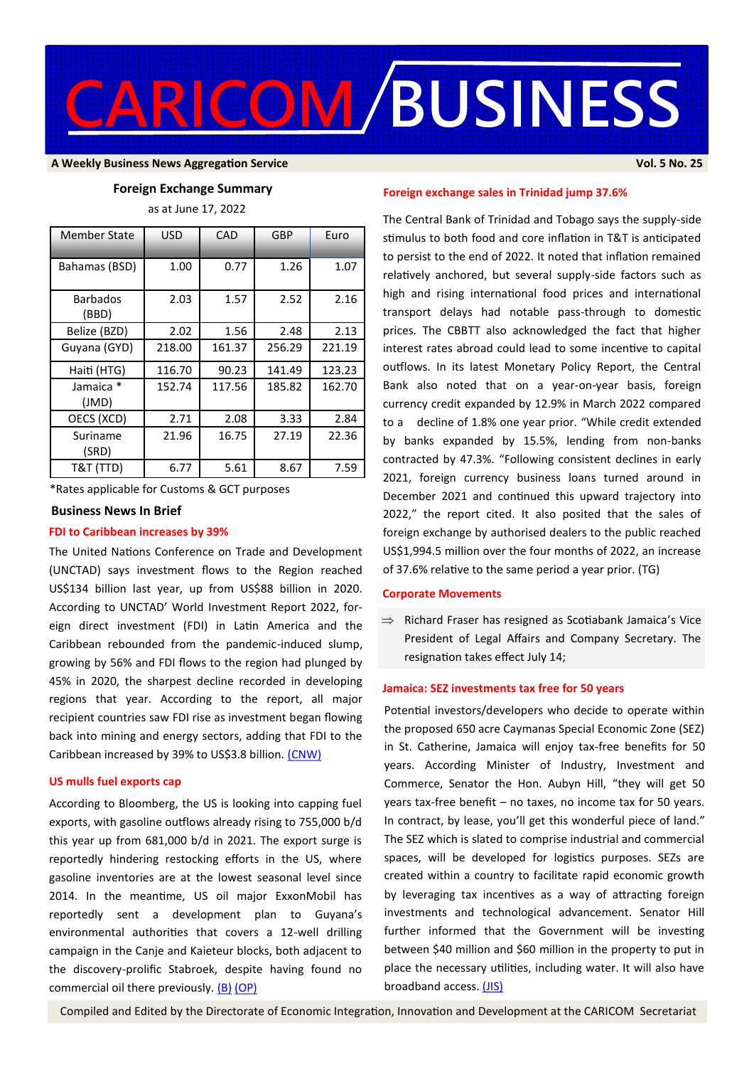# CARICOM/BUSINESS

**A Weekly Business News Aggregation Service** **Vol. 5 No. 25**

### Foreign Exchange Summary

as at June 17, 2022

| Member State | USD | CAD | GBP | Euro |
|---|---|---|---|---|
| Bahamas (BSD) | 1.00 | 0.77 | 1.26 | 1.07 |
| Barbados (BBD) | 2.03 | 1.57 | 2.52 | 2.16 |
| Belize (BZD) | 2.02 | 1.56 | 2.48 | 2.13 |
| Guyana (GYD) | 218.00 | 161.37 | 256.29 | 221.19 |
| Haiti (HTG) | 116.70 | 90.23 | 141.49 | 123.23 |
| Jamaica * (JMD) | 152.74 | 117.56 | 185.82 | 162.70 |
| OECS (XCD) | 2.71 | 2.08 | 3.33 | 2.84 |
| Suriname (SRD) | 21.96 | 16.75 | 27.19 | 22.36 |
| T&T (TTD) | 6.77 | 5.61 | 8.67 | 7.59 |

*Rates applicable for Customs & GCT purposes

## Business News In Brief

### FDI to Caribbean increases by 39%

The United Nations Conference on Trade and Development (UNCTAD) says investment flows to the Region reached US$134 billion last year, up from US$88 billion in 2020. According to UNCTAD' World Investment Report 2022, foreign direct investment (FDI) in Latin America and the Caribbean rebounded from the pandemic-induced slump, growing by 56% and FDI flows to the region had plunged by 45% in 2020, the sharpest decline recorded in developing regions that year. According to the report, all major recipient countries saw FDI rise as investment began flowing back into mining and energy sectors, adding that FDI to the Caribbean increased by 39% to US$3.8 billion. (CNW)

### US mulls fuel exports cap

According to Bloomberg, the US is looking into capping fuel exports, with gasoline outflows already rising to 755,000 b/d this year up from 681,000 b/d in 2021. The export surge is reportedly hindering restocking efforts in the US, where gasoline inventories are at the lowest seasonal level since 2014. In the meantime, US oil major ExxonMobil has reportedly sent a development plan to Guyana's environmental authorities that covers a 12-well drilling campaign in the Canje and Kaieteur blocks, both adjacent to the discovery-prolific Stabroek, despite having found no commercial oil there previously. (B) (OP)

### Foreign exchange sales in Trinidad jump 37.6%

The Central Bank of Trinidad and Tobago says the supply-side stimulus to both food and core inflation in T&T is anticipated to persist to the end of 2022. It noted that inflation remained relatively anchored, but several supply-side factors such as high and rising international food prices and international transport delays had notable pass-through to domestic prices. The CBBTT also acknowledged the fact that higher interest rates abroad could lead to some incentive to capital outflows. In its latest Monetary Policy Report, the Central Bank also noted that on a year-on-year basis, foreign currency credit expanded by 12.9% in March 2022 compared to a decline of 1.8% one year prior. "While credit extended by banks expanded by 15.5%, lending from non-banks contracted by 47.3%. "Following consistent declines in early 2021, foreign currency business loans turned around in December 2021 and continued this upward trajectory into 2022," the report cited. It also posited that the sales of foreign exchange by authorised dealers to the public reached US$1,994.5 million over the four months of 2022, an increase of 37.6% relative to the same period a year prior. (TG)

### Corporate Movements

⇒ Richard Fraser has resigned as Scotiabank Jamaica's Vice President of Legal Affairs and Company Secretary. The resignation takes effect July 14;

### Jamaica: SEZ investments tax free for 50 years

Potential investors/developers who decide to operate within the proposed 650 acre Caymanas Special Economic Zone (SEZ) in St. Catherine, Jamaica will enjoy tax-free benefits for 50 years. According Minister of Industry, Investment and Commerce, Senator the Hon. Aubyn Hill, "they will get 50 years tax-free benefit – no taxes, no income tax for 50 years. In contract, by lease, you'll get this wonderful piece of land." The SEZ which is slated to comprise industrial and commercial spaces, will be developed for logistics purposes. SEZs are created within a country to facilitate rapid economic growth by leveraging tax incentives as a way of attracting foreign investments and technological advancement. Senator Hill further informed that the Government will be investing between $40 million and $60 million in the property to put in place the necessary utilities, including water. It will also have broadband access. (JIS)

Compiled and Edited by the Directorate of Economic Integration, Innovation and Development at the CARICOM Secretariat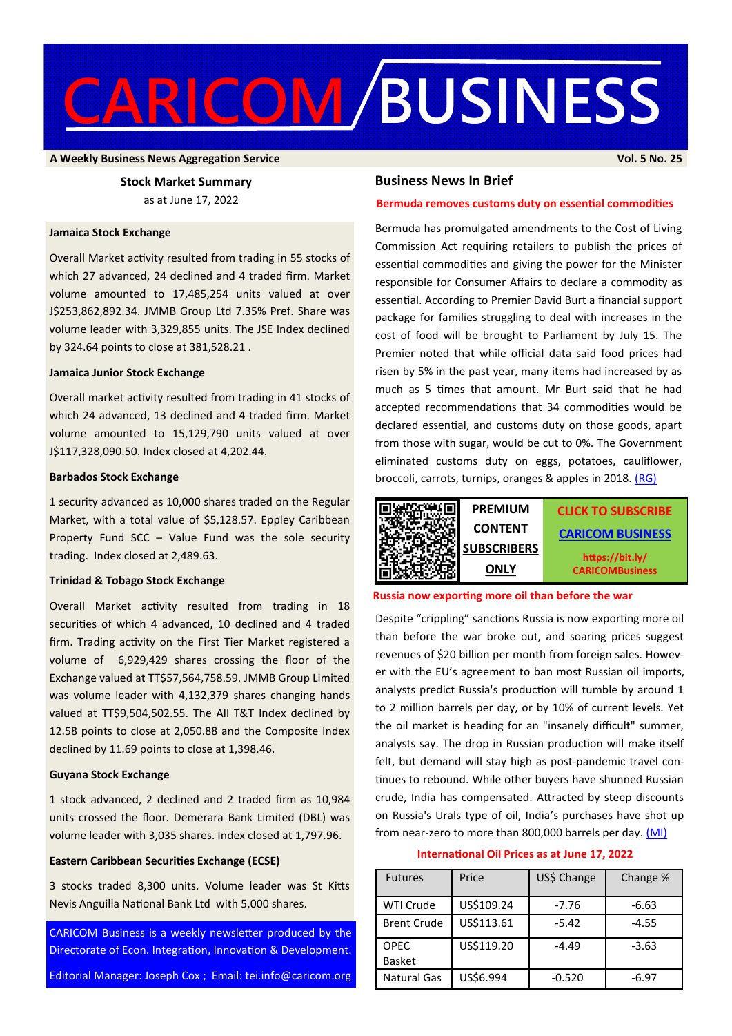# CARICOM/BUSINESS

**A Weekly Business News Aggregation Service** **Vol. 5 No. 25**

## Stock Market Summary

as at June 17, 2022

### Jamaica Stock Exchange

Overall Market activity resulted from trading in 55 stocks of which 27 advanced, 24 declined and 4 traded firm. Market volume amounted to 17,485,254 units valued at over J$253,862,892.34. JMMB Group Ltd 7.35% Pref. Share was volume leader with 3,329,855 units. The JSE Index declined by 324.64 points to close at 381,528.21 .

### Jamaica Junior Stock Exchange

Overall market activity resulted from trading in 41 stocks of which 24 advanced, 13 declined and 4 traded firm. Market volume amounted to 15,129,790 units valued at over J$117,328,090.50. Index closed at 4,202.44.

### Barbados Stock Exchange

1 security advanced as 10,000 shares traded on the Regular Market, with a total value of $5,128.57. Eppley Caribbean Property Fund SCC – Value Fund was the sole security trading. Index closed at 2,489.63.

### Trinidad & Tobago Stock Exchange

Overall Market activity resulted from trading in 18 securities of which 4 advanced, 10 declined and 4 traded firm. Trading activity on the First Tier Market registered a volume of 6,929,429 shares crossing the floor of the Exchange valued at TT$57,564,758.59. JMMB Group Limited was volume leader with 4,132,379 shares changing hands valued at TT$9,504,502.55. The All T&T Index declined by 12.58 points to close at 2,050.88 and the Composite Index declined by 11.69 points to close at 1,398.46.

### Guyana Stock Exchange

1 stock advanced, 2 declined and 2 traded firm as 10,984 units crossed the floor. Demerara Bank Limited (DBL) was volume leader with 3,035 shares. Index closed at 1,797.96.

### Eastern Caribbean Securities Exchange (ECSE)

3 stocks traded 8,300 units. Volume leader was St Kitts Nevis Anguilla National Bank Ltd with 5,000 shares.

CARICOM Business is a weekly newsletter produced by the Directorate of Econ. Integration, Innovation & Development.

Editorial Manager: Joseph Cox ; Email: tei.info@caricom.org

## Business News In Brief

### Bermuda removes customs duty on essential commodities

Bermuda has promulgated amendments to the Cost of Living Commission Act requiring retailers to publish the prices of essential commodities and giving the power for the Minister responsible for Consumer Affairs to declare a commodity as essential. According to Premier David Burt a financial support package for families struggling to deal with increases in the cost of food will be brought to Parliament by July 15. The Premier noted that while official data said food prices had risen by 5% in the past year, many items had increased by as much as 5 times that amount. Mr Burt said that he had accepted recommendations that 34 commodities would be declared essential, and customs duty on those goods, apart from those with sugar, would be cut to 0%. The Government eliminated customs duty on eggs, potatoes, cauliflower, broccoli, carrots, turnips, oranges & apples in 2018. (RG)

PREMIUM CONTENT SUBSCRIBERS ONLY

CLICK TO SUBSCRIBE CARICOM BUSINESS

https://bit.ly/CARICOMBusiness

### Russia now exporting more oil than before the war

Despite "crippling" sanctions Russia is now exporting more oil than before the war broke out, and soaring prices suggest revenues of $20 billion per month from foreign sales. However with the EU's agreement to ban most Russian oil imports, analysts predict Russia's production will tumble by around 1 to 2 million barrels per day, or by 10% of current levels. Yet the oil market is heading for an "insanely difficult" summer, analysts say. The drop in Russian production will make itself felt, but demand will stay high as post-pandemic travel continues to rebound. While other buyers have shunned Russian crude, India has compensated. Attracted by steep discounts on Russia's Urals type of oil, India's purchases have shot up from near-zero to more than 800,000 barrels per day. (MI)

### International Oil Prices as at June 17, 2022

| Futures | Price | US$ Change | Change % |
|---|---|---|---|
| WTI Crude | US$109.24 | -7.76 | -6.63 |
| Brent Crude | US$113.61 | -5.42 | -4.55 |
| OPEC Basket | US$119.20 | -4.49 | -3.63 |
| Natural Gas | US$6.994 | -0.520 | -6.97 |